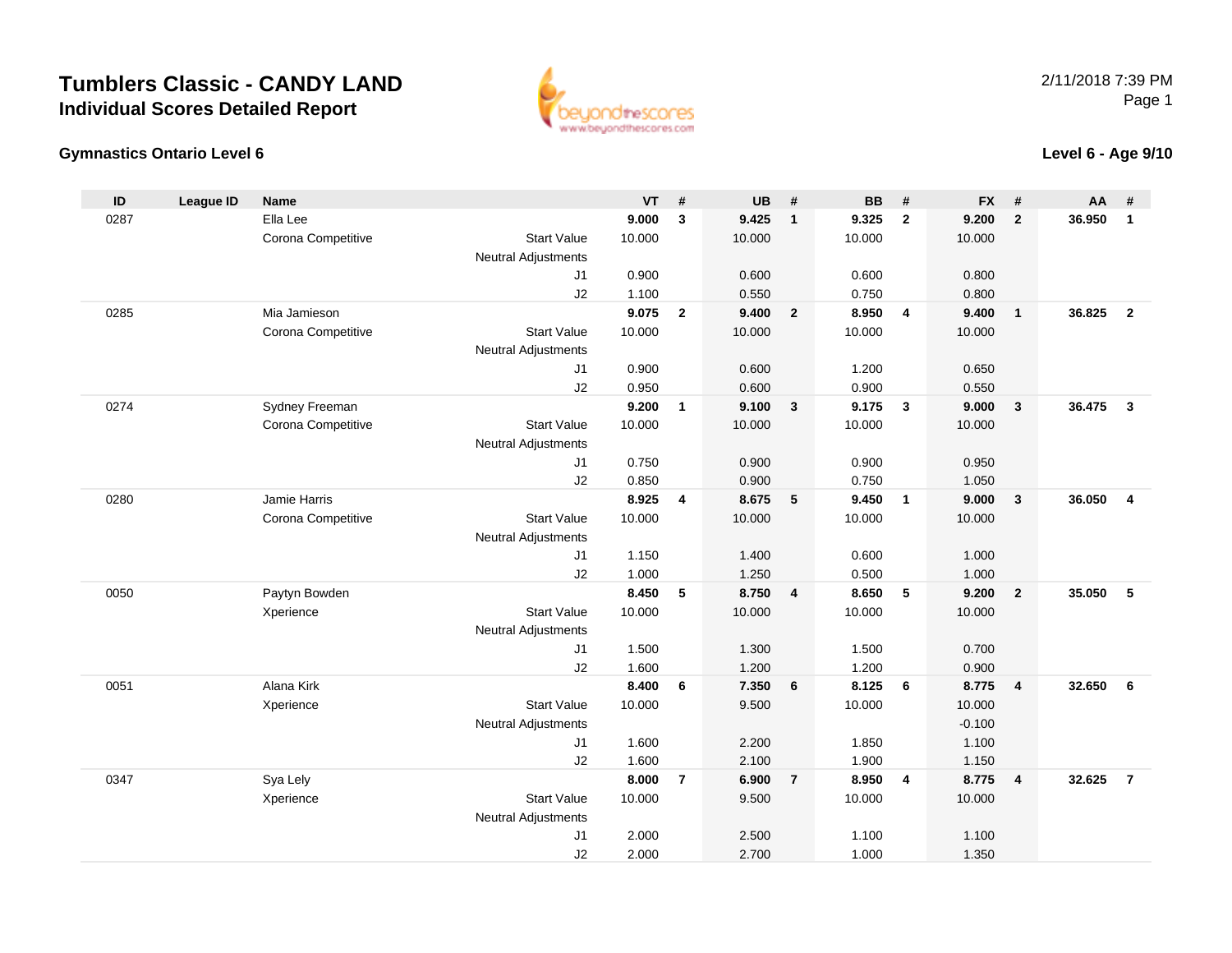# Tumblers Classic - CANDY LAND

## Individual Scores Detailed Report

2/11/2018 7:39 PM

### Gymnastics Ontario Level 6

### Level 6 - Age 9/10

| ID | League ID | Name | | VT | # | UB | # | BB | # | FX | # | AA | # |
|---|---|---|---|---|---|---|---|---|---|---|---|---|---|
| 0287 | | Ella Lee | | **9.000** | **3** | **9.425** | **1** | **9.325** | **2** | **9.200** | **2** | **36.950** | **1** |
| | | Corona Competitive | Start Value | 10.000 | | 10.000 | | 10.000 | | 10.000 | | | |
| | | | Neutral Adjustments | | | | | | | | | | |
| | | | J1 | 0.900 | | 0.600 | | 0.600 | | 0.800 | | | |
| | | | J2 | 1.100 | | 0.550 | | 0.750 | | 0.800 | | | |
| 0285 | | Mia Jamieson | | **9.075** | **2** | **9.400** | **2** | **8.950** | **4** | **9.400** | **1** | **36.825** | **2** |
| | | Corona Competitive | Start Value | 10.000 | | 10.000 | | 10.000 | | 10.000 | | | |
| | | | Neutral Adjustments | | | | | | | | | | |
| | | | J1 | 0.900 | | 0.600 | | 1.200 | | 0.650 | | | |
| | | | J2 | 0.950 | | 0.600 | | 0.900 | | 0.550 | | | |
| 0274 | | Sydney Freeman | | **9.200** | **1** | **9.100** | **3** | **9.175** | **3** | **9.000** | **3** | **36.475** | **3** |
| | | Corona Competitive | Start Value | 10.000 | | 10.000 | | 10.000 | | 10.000 | | | |
| | | | Neutral Adjustments | | | | | | | | | | |
| | | | J1 | 0.750 | | 0.900 | | 0.900 | | 0.950 | | | |
| | | | J2 | 0.850 | | 0.900 | | 0.750 | | 1.050 | | | |
| 0280 | | Jamie Harris | | **8.925** | **4** | **8.675** | **5** | **9.450** | **1** | **9.000** | **3** | **36.050** | **4** |
| | | Corona Competitive | Start Value | 10.000 | | 10.000 | | 10.000 | | 10.000 | | | |
| | | | Neutral Adjustments | | | | | | | | | | |
| | | | J1 | 1.150 | | 1.400 | | 0.600 | | 1.000 | | | |
| | | | J2 | 1.000 | | 1.250 | | 0.500 | | 1.000 | | | |
| 0050 | | Paytyn Bowden | | **8.450** | **5** | **8.750** | **4** | **8.650** | **5** | **9.200** | **2** | **35.050** | **5** |
| | | Xperience | Start Value | 10.000 | | 10.000 | | 10.000 | | 10.000 | | | |
| | | | Neutral Adjustments | | | | | | | | | | |
| | | | J1 | 1.500 | | 1.300 | | 1.500 | | 0.700 | | | |
| | | | J2 | 1.600 | | 1.200 | | 1.200 | | 0.900 | | | |
| 0051 | | Alana Kirk | | **8.400** | **6** | **7.350** | **6** | **8.125** | **6** | **8.775** | **4** | **32.650** | **6** |
| | | Xperience | Start Value | 10.000 | | 9.500 | | 10.000 | | 10.000 | | | |
| | | | Neutral Adjustments | | | | | | | -0.100 | | | |
| | | | J1 | 1.600 | | 2.200 | | 1.850 | | 1.100 | | | |
| | | | J2 | 1.600 | | 2.100 | | 1.900 | | 1.150 | | | |
| 0347 | | Sya Lely | | **8.000** | **7** | **6.900** | **7** | **8.950** | **4** | **8.775** | **4** | **32.625** | **7** |
| | | Xperience | Start Value | 10.000 | | 9.500 | | 10.000 | | 10.000 | | | |
| | | | Neutral Adjustments | | | | | | | | | | |
| | | | J1 | 2.000 | | 2.500 | | 1.100 | | 1.100 | | | |
| | | | J2 | 2.000 | | 2.700 | | 1.000 | | 1.350 | | | |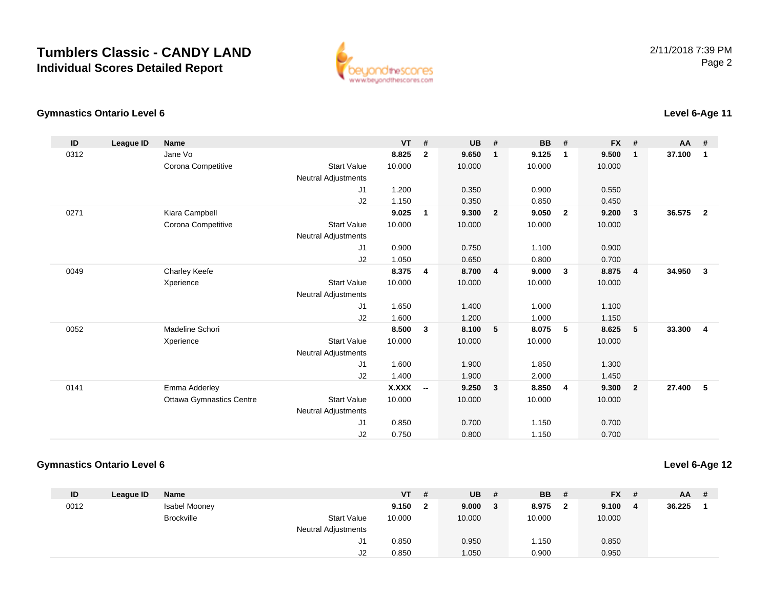# Tumblers Classic - CANDY LAND

## Individual Scores Detailed Report

2/11/2018 7:39 PM

### Gymnastics Ontario Level 6

**Level 6-Age 11**

| ID | League ID | Name | | VT | # | UB | # | BB | # | FX | # | AA | # |
|---|---|---|---|---|---|---|---|---|---|---|---|---|---|
| 0312 | | Jane Vo | | **8.825** | **2** | **9.650** | **1** | **9.125** | **1** | **9.500** | **1** | **37.100** | **1** |
| | | Corona Competitive | Start Value | 10.000 | | 10.000 | | 10.000 | | 10.000 | | | |
| | | | Neutral Adjustments | | | | | | | | | | |
| | | | J1 | 1.200 | | 0.350 | | 0.900 | | 0.550 | | | |
| | | | J2 | 1.150 | | 0.350 | | 0.850 | | 0.450 | | | |
| 0271 | | Kiara Campbell | | **9.025** | **1** | **9.300** | **2** | **9.050** | **2** | **9.200** | **3** | **36.575** | **2** |
| | | Corona Competitive | Start Value | 10.000 | | 10.000 | | 10.000 | | 10.000 | | | |
| | | | Neutral Adjustments | | | | | | | | | | |
| | | | J1 | 0.900 | | 0.750 | | 1.100 | | 0.900 | | | |
| | | | J2 | 1.050 | | 0.650 | | 0.800 | | 0.700 | | | |
| 0049 | | Charley Keefe | | **8.375** | **4** | **8.700** | **4** | **9.000** | **3** | **8.875** | **4** | **34.950** | **3** |
| | | Xperience | Start Value | 10.000 | | 10.000 | | 10.000 | | 10.000 | | | |
| | | | Neutral Adjustments | | | | | | | | | | |
| | | | J1 | 1.650 | | 1.400 | | 1.000 | | 1.100 | | | |
| | | | J2 | 1.600 | | 1.200 | | 1.000 | | 1.150 | | | |
| 0052 | | Madeline Schori | | **8.500** | **3** | **8.100** | **5** | **8.075** | **5** | **8.625** | **5** | **33.300** | **4** |
| | | Xperience | Start Value | 10.000 | | 10.000 | | 10.000 | | 10.000 | | | |
| | | | Neutral Adjustments | | | | | | | | | | |
| | | | J1 | 1.600 | | 1.900 | | 1.850 | | 1.300 | | | |
| | | | J2 | 1.400 | | 1.900 | | 2.000 | | 1.450 | | | |
| 0141 | | Emma Adderley | | **X.XXX** | **--** | **9.250** | **3** | **8.850** | **4** | **9.300** | **2** | **27.400** | **5** |
| | | Ottawa Gymnastics Centre | Start Value | 10.000 | | 10.000 | | 10.000 | | 10.000 | | | |
| | | | Neutral Adjustments | | | | | | | | | | |
| | | | J1 | 0.850 | | 0.700 | | 1.150 | | 0.700 | | | |
| | | | J2 | 0.750 | | 0.800 | | 1.150 | | 0.700 | | | |

### Gymnastics Ontario Level 6

**Level 6-Age 12**

| ID | League ID | Name | | VT | # | UB | # | BB | # | FX | # | AA | # |
|---|---|---|---|---|---|---|---|---|---|---|---|---|---|
| 0012 | | Isabel Mooney | | **9.150** | **2** | **9.000** | **3** | **8.975** | **2** | **9.100** | **4** | **36.225** | **1** |
| | | Brockville | Start Value | 10.000 | | 10.000 | | 10.000 | | 10.000 | | | |
| | | | Neutral Adjustments | | | | | | | | | | |
| | | | J1 | 0.850 | | 0.950 | | 1.150 | | 0.850 | | | |
| | | | J2 | 0.850 | | 1.050 | | 0.900 | | 0.950 | | | |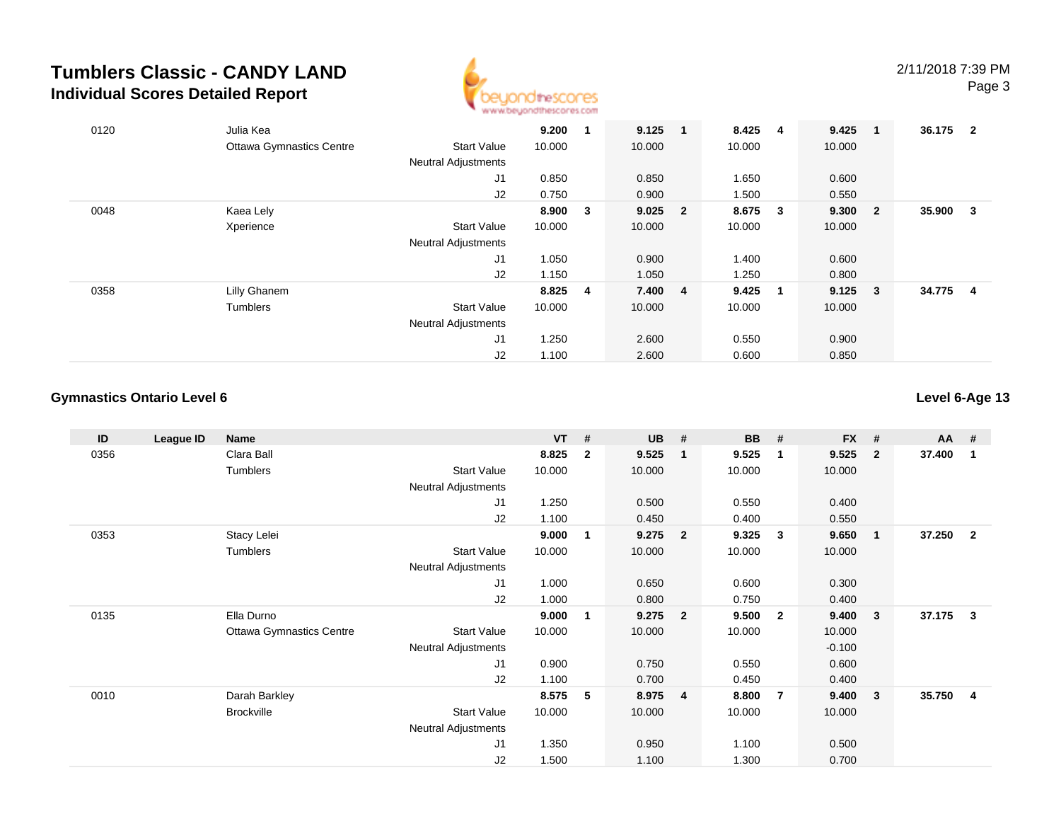# Tumblers Classic - CANDY LAND

## Individual Scores Detailed Report

| ID | League ID | Name | | VT | # | UB | # | BB | # | FX | # | AA | # |
|---|---|---|---|---|---|---|---|---|---|---|---|---|---|
| 0120 | | Julia Kea | | **9.200** | **1** | **9.125** | **1** | **8.425** | **4** | **9.425** | **1** | **36.175** | **2** |
| | | Ottawa Gymnastics Centre | Start Value | 10.000 | | 10.000 | | 10.000 | | 10.000 | | | |
| | | | Neutral Adjustments | | | | | | | | | | |
| | | | J1 | 0.850 | | 0.850 | | 1.650 | | 0.600 | | | |
| | | | J2 | 0.750 | | 0.900 | | 1.500 | | 0.550 | | | |
| 0048 | | Kaea Lely | | **8.900** | **3** | **9.025** | **2** | **8.675** | **3** | **9.300** | **2** | **35.900** | **3** |
| | | Xperience | Start Value | 10.000 | | 10.000 | | 10.000 | | 10.000 | | | |
| | | | Neutral Adjustments | | | | | | | | | | |
| | | | J1 | 1.050 | | 0.900 | | 1.400 | | 0.600 | | | |
| | | | J2 | 1.150 | | 1.050 | | 1.250 | | 0.800 | | | |
| 0358 | | Lilly Ghanem | | **8.825** | **4** | **7.400** | **4** | **9.425** | **1** | **9.125** | **3** | **34.775** | **4** |
| | | Tumblers | Start Value | 10.000 | | 10.000 | | 10.000 | | 10.000 | | | |
| | | | Neutral Adjustments | | | | | | | | | | |
| | | | J1 | 1.250 | | 2.600 | | 0.550 | | 0.900 | | | |
| | | | J2 | 1.100 | | 2.600 | | 0.600 | | 0.850 | | | |

### Gymnastics Ontario Level 6

**Level 6-Age 13**

| ID | League ID | Name | | VT | # | UB | # | BB | # | FX | # | AA | # |
|---|---|---|---|---|---|---|---|---|---|---|---|---|---|
| 0356 | | Clara Ball | | **8.825** | **2** | **9.525** | **1** | **9.525** | **1** | **9.525** | **2** | **37.400** | **1** |
| | | Tumblers | Start Value | 10.000 | | 10.000 | | 10.000 | | 10.000 | | | |
| | | | Neutral Adjustments | | | | | | | | | | |
| | | | J1 | 1.250 | | 0.500 | | 0.550 | | 0.400 | | | |
| | | | J2 | 1.100 | | 0.450 | | 0.400 | | 0.550 | | | |
| 0353 | | Stacy Lelei | | **9.000** | **1** | **9.275** | **2** | **9.325** | **3** | **9.650** | **1** | **37.250** | **2** |
| | | Tumblers | Start Value | 10.000 | | 10.000 | | 10.000 | | 10.000 | | | |
| | | | Neutral Adjustments | | | | | | | | | | |
| | | | J1 | 1.000 | | 0.650 | | 0.600 | | 0.300 | | | |
| | | | J2 | 1.000 | | 0.800 | | 0.750 | | 0.400 | | | |
| 0135 | | Ella Durno | | **9.000** | **1** | **9.275** | **2** | **9.500** | **2** | **9.400** | **3** | **37.175** | **3** |
| | | Ottawa Gymnastics Centre | Start Value | 10.000 | | 10.000 | | 10.000 | | 10.000 | | | |
| | | | Neutral Adjustments | | | | | | | -0.100 | | | |
| | | | J1 | 0.900 | | 0.750 | | 0.550 | | 0.600 | | | |
| | | | J2 | 1.100 | | 0.700 | | 0.450 | | 0.400 | | | |
| 0010 | | Darah Barkley | | **8.575** | **5** | **8.975** | **4** | **8.800** | **7** | **9.400** | **3** | **35.750** | **4** |
| | | Brockville | Start Value | 10.000 | | 10.000 | | 10.000 | | 10.000 | | | |
| | | | Neutral Adjustments | | | | | | | | | | |
| | | | J1 | 1.350 | | 0.950 | | 1.100 | | 0.500 | | | |
| | | | J2 | 1.500 | | 1.100 | | 1.300 | | 0.700 | | | |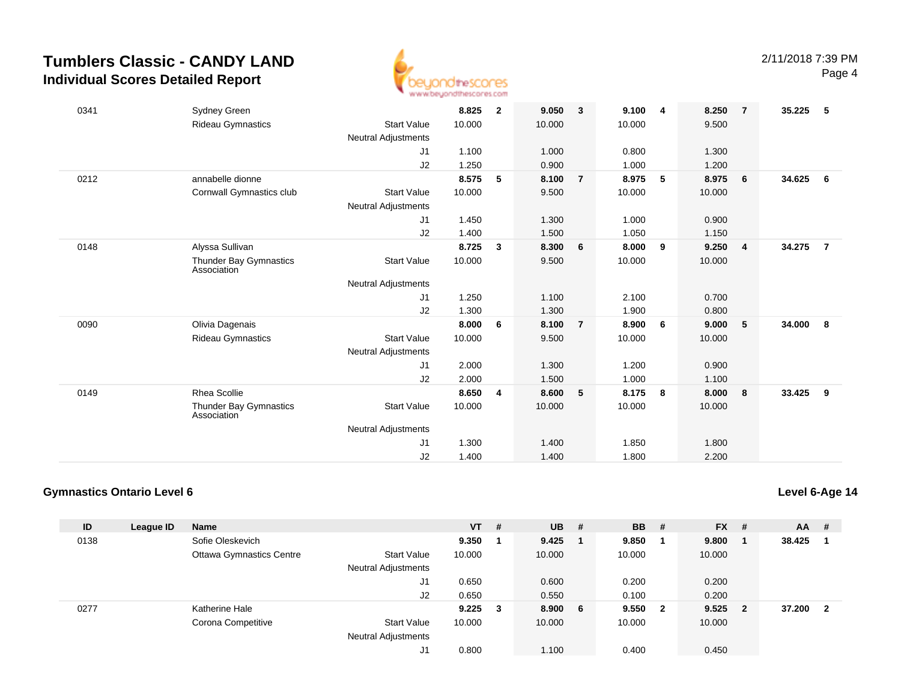# Tumblers Classic - CANDY LAND

## Individual Scores Detailed Report

2/11/2018 7:39 PM

| ID | League ID | Name | | VT | # | UB | # | BB | # | FX | # | AA | # |
|---|---|---|---|---|---|---|---|---|---|---|---|---|---|
| 0341 | | Sydney Green | | **8.825** | **2** | **9.050** | **3** | **9.100** | **4** | **8.250** | **7** | **35.225** | **5** |
| | | Rideau Gymnastics | Start Value | 10.000 | | 10.000 | | 10.000 | | 9.500 | | | |
| | | | Neutral Adjustments | | | | | | | | | | |
| | | | J1 | 1.100 | | 1.000 | | 0.800 | | 1.300 | | | |
| | | | J2 | 1.250 | | 0.900 | | 1.000 | | 1.200 | | | |
| 0212 | | annabelle dionne | | **8.575** | **5** | **8.100** | **7** | **8.975** | **5** | **8.975** | **6** | **34.625** | **6** |
| | | Cornwall Gymnastics club | Start Value | 10.000 | | 9.500 | | 10.000 | | 10.000 | | | |
| | | | Neutral Adjustments | | | | | | | | | | |
| | | | J1 | 1.450 | | 1.300 | | 1.000 | | 0.900 | | | |
| | | | J2 | 1.400 | | 1.500 | | 1.050 | | 1.150 | | | |
| 0148 | | Alyssa Sullivan | | **8.725** | **3** | **8.300** | **6** | **8.000** | **9** | **9.250** | **4** | **34.275** | **7** |
| | | Thunder Bay Gymnastics Association | Start Value | 10.000 | | 9.500 | | 10.000 | | 10.000 | | | |
| | | | Neutral Adjustments | | | | | | | | | | |
| | | | J1 | 1.250 | | 1.100 | | 2.100 | | 0.700 | | | |
| | | | J2 | 1.300 | | 1.300 | | 1.900 | | 0.800 | | | |
| 0090 | | Olivia Dagenais | | **8.000** | **6** | **8.100** | **7** | **8.900** | **6** | **9.000** | **5** | **34.000** | **8** |
| | | Rideau Gymnastics | Start Value | 10.000 | | 9.500 | | 10.000 | | 10.000 | | | |
| | | | Neutral Adjustments | | | | | | | | | | |
| | | | J1 | 2.000 | | 1.300 | | 1.200 | | 0.900 | | | |
| | | | J2 | 2.000 | | 1.500 | | 1.000 | | 1.100 | | | |
| 0149 | | Rhea Scollie | | **8.650** | **4** | **8.600** | **5** | **8.175** | **8** | **8.000** | **8** | **33.425** | **9** |
| | | Thunder Bay Gymnastics Association | Start Value | 10.000 | | 10.000 | | 10.000 | | 10.000 | | | |
| | | | Neutral Adjustments | | | | | | | | | | |
| | | | J1 | 1.300 | | 1.400 | | 1.850 | | 1.800 | | | |
| | | | J2 | 1.400 | | 1.400 | | 1.800 | | 2.200 | | | |

### Gymnastics Ontario Level 6

**Level 6-Age 14**

| ID | League ID | Name | | VT | # | UB | # | BB | # | FX | # | AA | # |
|---|---|---|---|---|---|---|---|---|---|---|---|---|---|
| 0138 | | Sofie Oleskevich | | **9.350** | **1** | **9.425** | **1** | **9.850** | **1** | **9.800** | **1** | **38.425** | **1** |
| | | Ottawa Gymnastics Centre | Start Value | 10.000 | | 10.000 | | 10.000 | | 10.000 | | | |
| | | | Neutral Adjustments | | | | | | | | | | |
| | | | J1 | 0.650 | | 0.600 | | 0.200 | | 0.200 | | | |
| | | | J2 | 0.650 | | 0.550 | | 0.100 | | 0.200 | | | |
| 0277 | | Katherine Hale | | **9.225** | **3** | **8.900** | **6** | **9.550** | **2** | **9.525** | **2** | **37.200** | **2** |
| | | Corona Competitive | Start Value | 10.000 | | 10.000 | | 10.000 | | 10.000 | | | |
| | | | Neutral Adjustments | | | | | | | | | | |
| | | | J1 | 0.800 | | 1.100 | | 0.400 | | 0.450 | | | |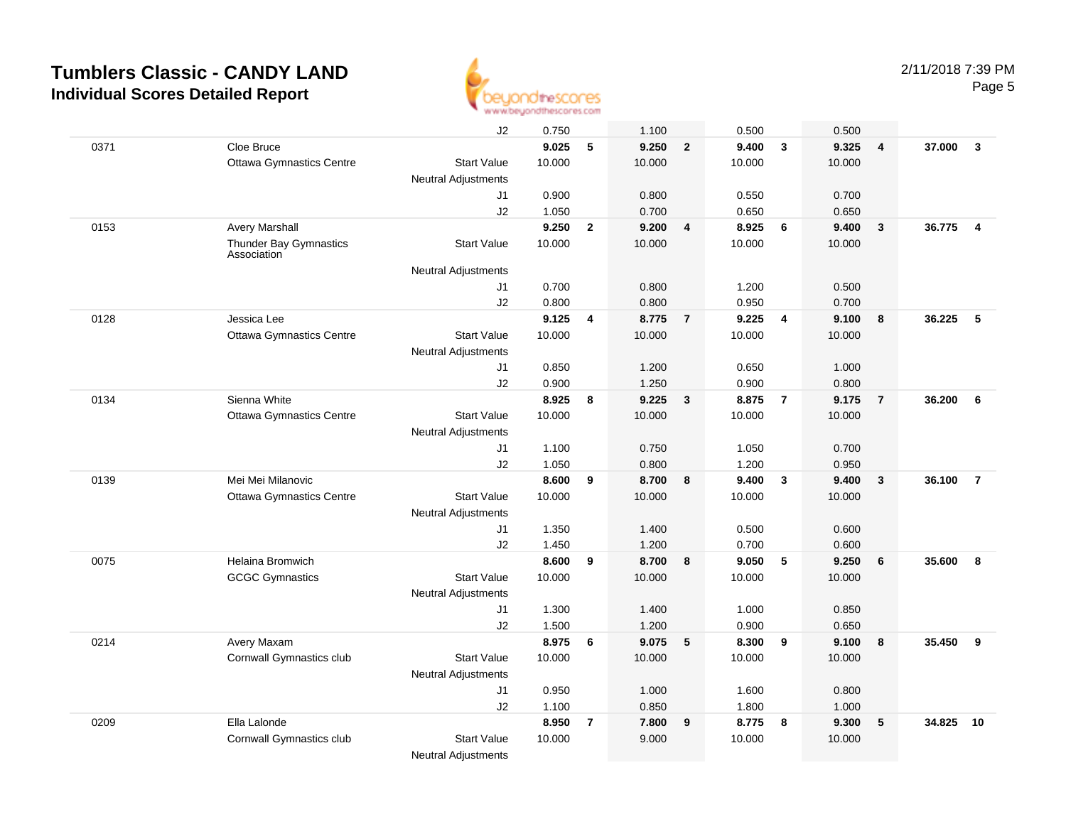# Tumblers Classic - CANDY LAND

## Individual Scores Detailed Report

| | | | | | | | | | | | | |
|---|---|---|---|---|---|---|---|---|---|---|---|---|
| | | J2 | 0.750 | | 1.100 | | 0.500 | | 0.500 | | | |
| 0371 | Cloe Bruce | | **9.025** | **5** | **9.250** | **2** | **9.400** | **3** | **9.325** | **4** | **37.000** | **3** |
| | Ottawa Gymnastics Centre | Start Value | 10.000 | | 10.000 | | 10.000 | | 10.000 | | | |
| | | Neutral Adjustments | | | | | | | | | | |
| | | J1 | 0.900 | | 0.800 | | 0.550 | | 0.700 | | | |
| | | J2 | 1.050 | | 0.700 | | 0.650 | | 0.650 | | | |
| 0153 | Avery Marshall | | **9.250** | **2** | **9.200** | **4** | **8.925** | **6** | **9.400** | **3** | **36.775** | **4** |
| | Thunder Bay Gymnastics Association | Start Value | 10.000 | | 10.000 | | 10.000 | | 10.000 | | | |
| | | Neutral Adjustments | | | | | | | | | | |
| | | J1 | 0.700 | | 0.800 | | 1.200 | | 0.500 | | | |
| | | J2 | 0.800 | | 0.800 | | 0.950 | | 0.700 | | | |
| 0128 | Jessica Lee | | **9.125** | **4** | **8.775** | **7** | **9.225** | **4** | **9.100** | **8** | **36.225** | **5** |
| | Ottawa Gymnastics Centre | Start Value | 10.000 | | 10.000 | | 10.000 | | 10.000 | | | |
| | | Neutral Adjustments | | | | | | | | | | |
| | | J1 | 0.850 | | 1.200 | | 0.650 | | 1.000 | | | |
| | | J2 | 0.900 | | 1.250 | | 0.900 | | 0.800 | | | |
| 0134 | Sienna White | | **8.925** | **8** | **9.225** | **3** | **8.875** | **7** | **9.175** | **7** | **36.200** | **6** |
| | Ottawa Gymnastics Centre | Start Value | 10.000 | | 10.000 | | 10.000 | | 10.000 | | | |
| | | Neutral Adjustments | | | | | | | | | | |
| | | J1 | 1.100 | | 0.750 | | 1.050 | | 0.700 | | | |
| | | J2 | 1.050 | | 0.800 | | 1.200 | | 0.950 | | | |
| 0139 | Mei Mei Milanovic | | **8.600** | **9** | **8.700** | **8** | **9.400** | **3** | **9.400** | **3** | **36.100** | **7** |
| | Ottawa Gymnastics Centre | Start Value | 10.000 | | 10.000 | | 10.000 | | 10.000 | | | |
| | | Neutral Adjustments | | | | | | | | | | |
| | | J1 | 1.350 | | 1.400 | | 0.500 | | 0.600 | | | |
| | | J2 | 1.450 | | 1.200 | | 0.700 | | 0.600 | | | |
| 0075 | Helaina Bromwich | | **8.600** | **9** | **8.700** | **8** | **9.050** | **5** | **9.250** | **6** | **35.600** | **8** |
| | GCGC Gymnastics | Start Value | 10.000 | | 10.000 | | 10.000 | | 10.000 | | | |
| | | Neutral Adjustments | | | | | | | | | | |
| | | J1 | 1.300 | | 1.400 | | 1.000 | | 0.850 | | | |
| | | J2 | 1.500 | | 1.200 | | 0.900 | | 0.650 | | | |
| 0214 | Avery Maxam | | **8.975** | **6** | **9.075** | **5** | **8.300** | **9** | **9.100** | **8** | **35.450** | **9** |
| | Cornwall Gymnastics club | Start Value | 10.000 | | 10.000 | | 10.000 | | 10.000 | | | |
| | | Neutral Adjustments | | | | | | | | | | |
| | | J1 | 0.950 | | 1.000 | | 1.600 | | 0.800 | | | |
| | | J2 | 1.100 | | 0.850 | | 1.800 | | 1.000 | | | |
| 0209 | Ella Lalonde | | **8.950** | **7** | **7.800** | **9** | **8.775** | **8** | **9.300** | **5** | **34.825** | **10** |
| | Cornwall Gymnastics club | Start Value | 10.000 | | 9.000 | | 10.000 | | 10.000 | | | |
| | | Neutral Adjustments | | | | | | | | | | |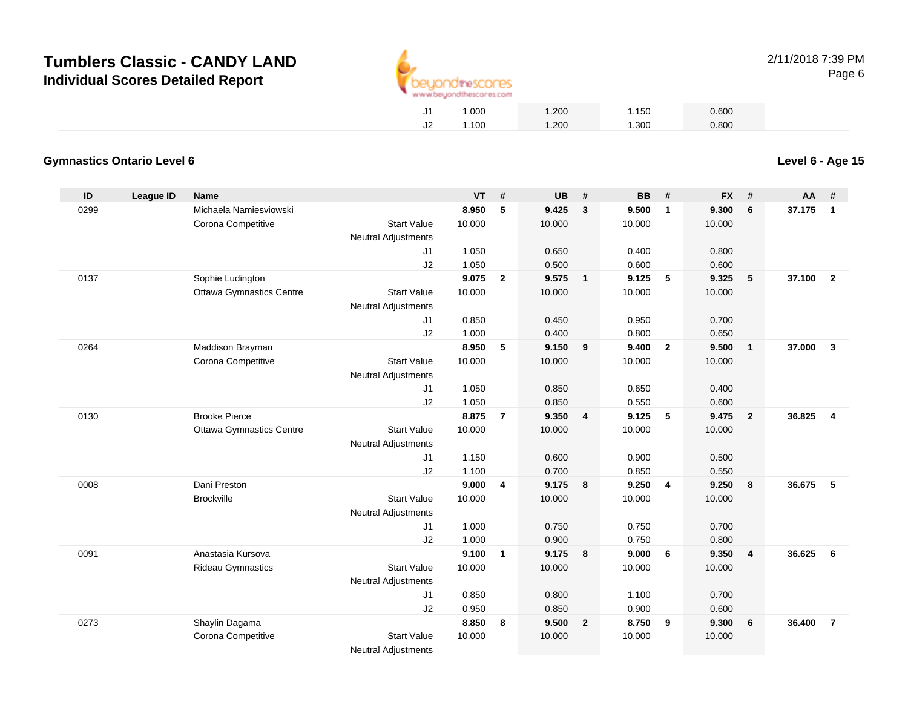# Tumblers Classic - CANDY LAND

## Individual Scores Detailed Report

| | | | | |
|---|---|---|---|---|
| J1 | 1.000 | 1.200 | 1.150 | 0.600 |
| J2 | 1.100 | 1.200 | 1.300 | 0.800 |

**Gymnastics Ontario Level 6**

**Level 6 - Age 15**

| ID | League ID | Name | | VT | # | UB | # | BB | # | FX | # | AA | # |
|---|---|---|---|---|---|---|---|---|---|---|---|---|---|
| 0299 | | Michaela Namiesviowski | | **8.950** | **5** | **9.425** | **3** | **9.500** | **1** | **9.300** | **6** | **37.175** | **1** |
| | | Corona Competitive | Start Value | 10.000 | | 10.000 | | 10.000 | | 10.000 | | | |
| | | | Neutral Adjustments | | | | | | | | | | |
| | | | J1 | 1.050 | | 0.650 | | 0.400 | | 0.800 | | | |
| | | | J2 | 1.050 | | 0.500 | | 0.600 | | 0.600 | | | |
| 0137 | | Sophie Ludington | | **9.075** | **2** | **9.575** | **1** | **9.125** | **5** | **9.325** | **5** | **37.100** | **2** |
| | | Ottawa Gymnastics Centre | Start Value | 10.000 | | 10.000 | | 10.000 | | 10.000 | | | |
| | | | Neutral Adjustments | | | | | | | | | | |
| | | | J1 | 0.850 | | 0.450 | | 0.950 | | 0.700 | | | |
| | | | J2 | 1.000 | | 0.400 | | 0.800 | | 0.650 | | | |
| 0264 | | Maddison Brayman | | **8.950** | **5** | **9.150** | **9** | **9.400** | **2** | **9.500** | **1** | **37.000** | **3** |
| | | Corona Competitive | Start Value | 10.000 | | 10.000 | | 10.000 | | 10.000 | | | |
| | | | Neutral Adjustments | | | | | | | | | | |
| | | | J1 | 1.050 | | 0.850 | | 0.650 | | 0.400 | | | |
| | | | J2 | 1.050 | | 0.850 | | 0.550 | | 0.600 | | | |
| 0130 | | Brooke Pierce | | **8.875** | **7** | **9.350** | **4** | **9.125** | **5** | **9.475** | **2** | **36.825** | **4** |
| | | Ottawa Gymnastics Centre | Start Value | 10.000 | | 10.000 | | 10.000 | | 10.000 | | | |
| | | | Neutral Adjustments | | | | | | | | | | |
| | | | J1 | 1.150 | | 0.600 | | 0.900 | | 0.500 | | | |
| | | | J2 | 1.100 | | 0.700 | | 0.850 | | 0.550 | | | |
| 0008 | | Dani Preston | | **9.000** | **4** | **9.175** | **8** | **9.250** | **4** | **9.250** | **8** | **36.675** | **5** |
| | | Brockville | Start Value | 10.000 | | 10.000 | | 10.000 | | 10.000 | | | |
| | | | Neutral Adjustments | | | | | | | | | | |
| | | | J1 | 1.000 | | 0.750 | | 0.750 | | 0.700 | | | |
| | | | J2 | 1.000 | | 0.900 | | 0.750 | | 0.800 | | | |
| 0091 | | Anastasia Kursova | | **9.100** | **1** | **9.175** | **8** | **9.000** | **6** | **9.350** | **4** | **36.625** | **6** |
| | | Rideau Gymnastics | Start Value | 10.000 | | 10.000 | | 10.000 | | 10.000 | | | |
| | | | Neutral Adjustments | | | | | | | | | | |
| | | | J1 | 0.850 | | 0.800 | | 1.100 | | 0.700 | | | |
| | | | J2 | 0.950 | | 0.850 | | 0.900 | | 0.600 | | | |
| 0273 | | Shaylin Dagama | | **8.850** | **8** | **9.500** | **2** | **8.750** | **9** | **9.300** | **6** | **36.400** | **7** |
| | | Corona Competitive | Start Value | 10.000 | | 10.000 | | 10.000 | | 10.000 | | | |
| | | | Neutral Adjustments | | | | | | | | | | |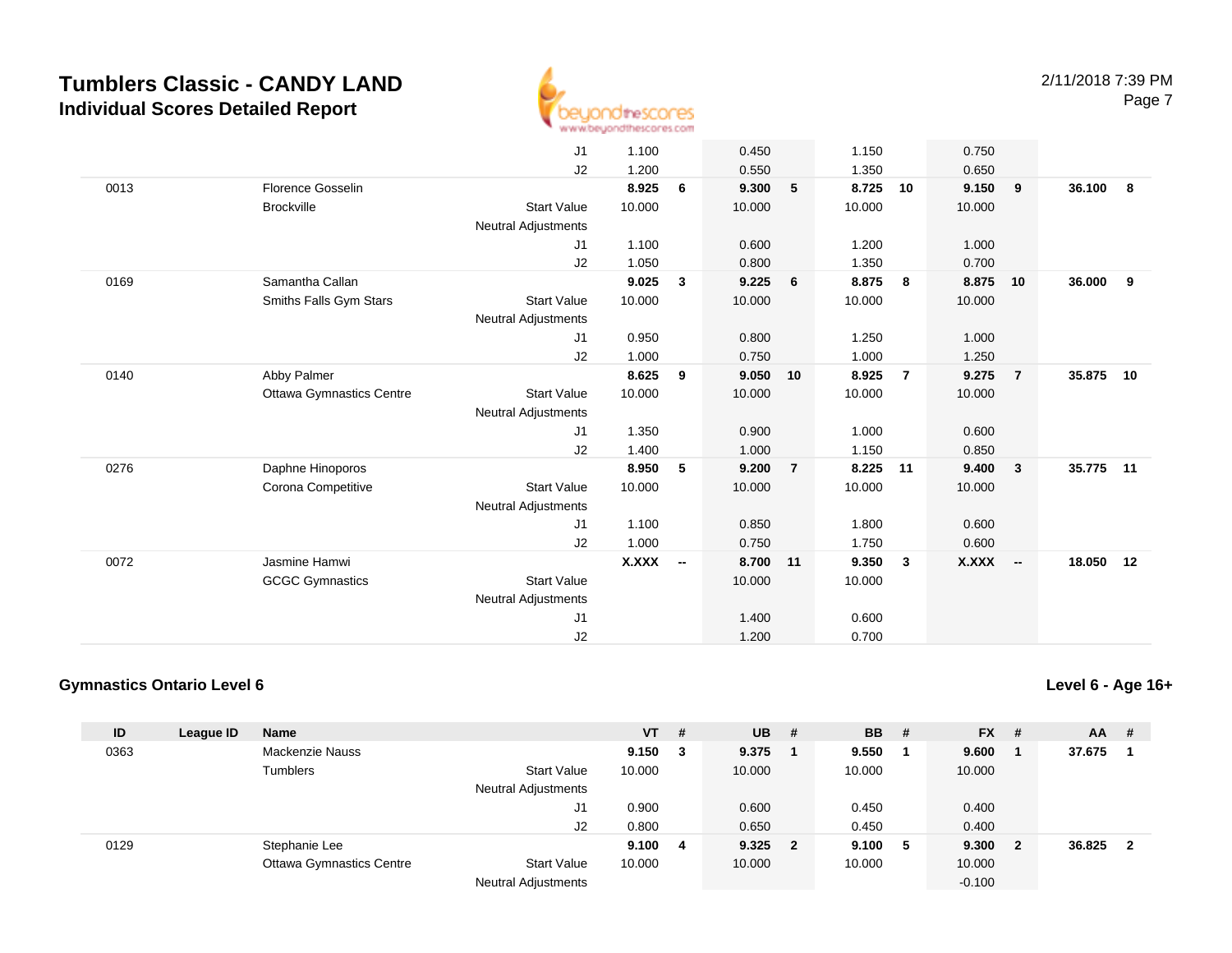# Tumblers Classic - CANDY LAND

## Individual Scores Detailed Report

2/11/2018 7:39 PM

| ID | League ID | Name | | VT | # | UB | # | BB | # | FX | # | AA | # |
|---|---|---|---|---|---|---|---|---|---|---|---|---|---|
| | | | J1 | 1.100 | | 0.450 | | 1.150 | | 0.750 | | | |
| | | | J2 | 1.200 | | 0.550 | | 1.350 | | 0.650 | | | |
| 0013 | | Florence Gosselin | | **8.925** | **6** | **9.300** | **5** | **8.725** | **10** | **9.150** | **9** | **36.100** | **8** |
| | | Brockville | Start Value | 10.000 | | 10.000 | | 10.000 | | 10.000 | | | |
| | | | Neutral Adjustments | | | | | | | | | | |
| | | | J1 | 1.100 | | 0.600 | | 1.200 | | 1.000 | | | |
| | | | J2 | 1.050 | | 0.800 | | 1.350 | | 0.700 | | | |
| 0169 | | Samantha Callan | | **9.025** | **3** | **9.225** | **6** | **8.875** | **8** | **8.875** | **10** | **36.000** | **9** |
| | | Smiths Falls Gym Stars | Start Value | 10.000 | | 10.000 | | 10.000 | | 10.000 | | | |
| | | | Neutral Adjustments | | | | | | | | | | |
| | | | J1 | 0.950 | | 0.800 | | 1.250 | | 1.000 | | | |
| | | | J2 | 1.000 | | 0.750 | | 1.000 | | 1.250 | | | |
| 0140 | | Abby Palmer | | **8.625** | **9** | **9.050** | **10** | **8.925** | **7** | **9.275** | **7** | **35.875** | **10** |
| | | Ottawa Gymnastics Centre | Start Value | 10.000 | | 10.000 | | 10.000 | | 10.000 | | | |
| | | | Neutral Adjustments | | | | | | | | | | |
| | | | J1 | 1.350 | | 0.900 | | 1.000 | | 0.600 | | | |
| | | | J2 | 1.400 | | 1.000 | | 1.150 | | 0.850 | | | |
| 0276 | | Daphne Hinoporos | | **8.950** | **5** | **9.200** | **7** | **8.225** | **11** | **9.400** | **3** | **35.775** | **11** |
| | | Corona Competitive | Start Value | 10.000 | | 10.000 | | 10.000 | | 10.000 | | | |
| | | | Neutral Adjustments | | | | | | | | | | |
| | | | J1 | 1.100 | | 0.850 | | 1.800 | | 0.600 | | | |
| | | | J2 | 1.000 | | 0.750 | | 1.750 | | 0.600 | | | |
| 0072 | | Jasmine Hamwi | | **X.XXX** | **--** | **8.700** | **11** | **9.350** | **3** | **X.XXX** | **--** | **18.050** | **12** |
| | | GCGC Gymnastics | Start Value | | | 10.000 | | 10.000 | | | | | |
| | | | Neutral Adjustments | | | | | | | | | | |
| | | | J1 | | | 1.400 | | 0.600 | | | | | |
| | | | J2 | | | 1.200 | | 0.700 | | | | | |

### Gymnastics Ontario Level 6

**Level 6 - Age 16+**

| ID | League ID | Name | | VT | # | UB | # | BB | # | FX | # | AA | # |
|---|---|---|---|---|---|---|---|---|---|---|---|---|---|
| 0363 | | Mackenzie Nauss | | **9.150** | **3** | **9.375** | **1** | **9.550** | **1** | **9.600** | **1** | **37.675** | **1** |
| | | Tumblers | Start Value | 10.000 | | 10.000 | | 10.000 | | 10.000 | | | |
| | | | Neutral Adjustments | | | | | | | | | | |
| | | | J1 | 0.900 | | 0.600 | | 0.450 | | 0.400 | | | |
| | | | J2 | 0.800 | | 0.650 | | 0.450 | | 0.400 | | | |
| 0129 | | Stephanie Lee | | **9.100** | **4** | **9.325** | **2** | **9.100** | **5** | **9.300** | **2** | **36.825** | **2** |
| | | Ottawa Gymnastics Centre | Start Value | 10.000 | | 10.000 | | 10.000 | | 10.000 | | | |
| | | | Neutral Adjustments | | | | | | | -0.100 | | | |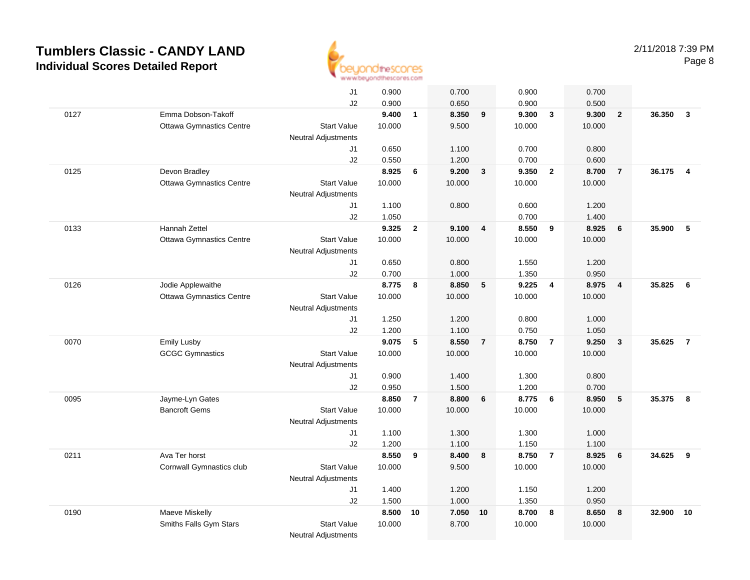# Tumblers Classic - CANDY LAND

## Individual Scores Detailed Report

2/11/2018 7:39 PM

| # | Name / Club | | Event 1 | Rank | Event 2 | Rank | Event 3 | Rank | Event 4 | Rank | AA | Rank |
|---|---|---|---|---|---|---|---|---|---|---|---|---|
| | | J1 | 0.900 | | 0.700 | | 0.900 | | 0.700 | | | |
| | | J2 | 0.900 | | 0.650 | | 0.900 | | 0.500 | | | |
| 0127 | Emma Dobson-Takoff | | **9.400** | **1** | **8.350** | **9** | **9.300** | **3** | **9.300** | **2** | **36.350** | **3** |
| | Ottawa Gymnastics Centre | Start Value | 10.000 | | 9.500 | | 10.000 | | 10.000 | | | |
| | | Neutral Adjustments | | | | | | | | | | |
| | | J1 | 0.650 | | 1.100 | | 0.700 | | 0.800 | | | |
| | | J2 | 0.550 | | 1.200 | | 0.700 | | 0.600 | | | |
| 0125 | Devon Bradley | | **8.925** | **6** | **9.200** | **3** | **9.350** | **2** | **8.700** | **7** | **36.175** | **4** |
| | Ottawa Gymnastics Centre | Start Value | 10.000 | | 10.000 | | 10.000 | | 10.000 | | | |
| | | Neutral Adjustments | | | | | | | | | | |
| | | J1 | 1.100 | | 0.800 | | 0.600 | | 1.200 | | | |
| | | J2 | 1.050 | | | | 0.700 | | 1.400 | | | |
| 0133 | Hannah Zettel | | **9.325** | **2** | **9.100** | **4** | **8.550** | **9** | **8.925** | **6** | **35.900** | **5** |
| | Ottawa Gymnastics Centre | Start Value | 10.000 | | 10.000 | | 10.000 | | 10.000 | | | |
| | | Neutral Adjustments | | | | | | | | | | |
| | | J1 | 0.650 | | 0.800 | | 1.550 | | 1.200 | | | |
| | | J2 | 0.700 | | 1.000 | | 1.350 | | 0.950 | | | |
| 0126 | Jodie Applewaithe | | **8.775** | **8** | **8.850** | **5** | **9.225** | **4** | **8.975** | **4** | **35.825** | **6** |
| | Ottawa Gymnastics Centre | Start Value | 10.000 | | 10.000 | | 10.000 | | 10.000 | | | |
| | | Neutral Adjustments | | | | | | | | | | |
| | | J1 | 1.250 | | 1.200 | | 0.800 | | 1.000 | | | |
| | | J2 | 1.200 | | 1.100 | | 0.750 | | 1.050 | | | |
| 0070 | Emily Lusby | | **9.075** | **5** | **8.550** | **7** | **8.750** | **7** | **9.250** | **3** | **35.625** | **7** |
| | GCGC Gymnastics | Start Value | 10.000 | | 10.000 | | 10.000 | | 10.000 | | | |
| | | Neutral Adjustments | | | | | | | | | | |
| | | J1 | 0.900 | | 1.400 | | 1.300 | | 0.800 | | | |
| | | J2 | 0.950 | | 1.500 | | 1.200 | | 0.700 | | | |
| 0095 | Jayme-Lyn Gates | | **8.850** | **7** | **8.800** | **6** | **8.775** | **6** | **8.950** | **5** | **35.375** | **8** |
| | Bancroft Gems | Start Value | 10.000 | | 10.000 | | 10.000 | | 10.000 | | | |
| | | Neutral Adjustments | | | | | | | | | | |
| | | J1 | 1.100 | | 1.300 | | 1.300 | | 1.000 | | | |
| | | J2 | 1.200 | | 1.100 | | 1.150 | | 1.100 | | | |
| 0211 | Ava Ter horst | | **8.550** | **9** | **8.400** | **8** | **8.750** | **7** | **8.925** | **6** | **34.625** | **9** |
| | Cornwall Gymnastics club | Start Value | 10.000 | | 9.500 | | 10.000 | | 10.000 | | | |
| | | Neutral Adjustments | | | | | | | | | | |
| | | J1 | 1.400 | | 1.200 | | 1.150 | | 1.200 | | | |
| | | J2 | 1.500 | | 1.000 | | 1.350 | | 0.950 | | | |
| 0190 | Maeve Miskelly | | **8.500** | **10** | **7.050** | **10** | **8.700** | **8** | **8.650** | **8** | **32.900** | **10** |
| | Smiths Falls Gym Stars | Start Value | 10.000 | | 8.700 | | 10.000 | | 10.000 | | | |
| | | Neutral Adjustments | | | | | | | | | | |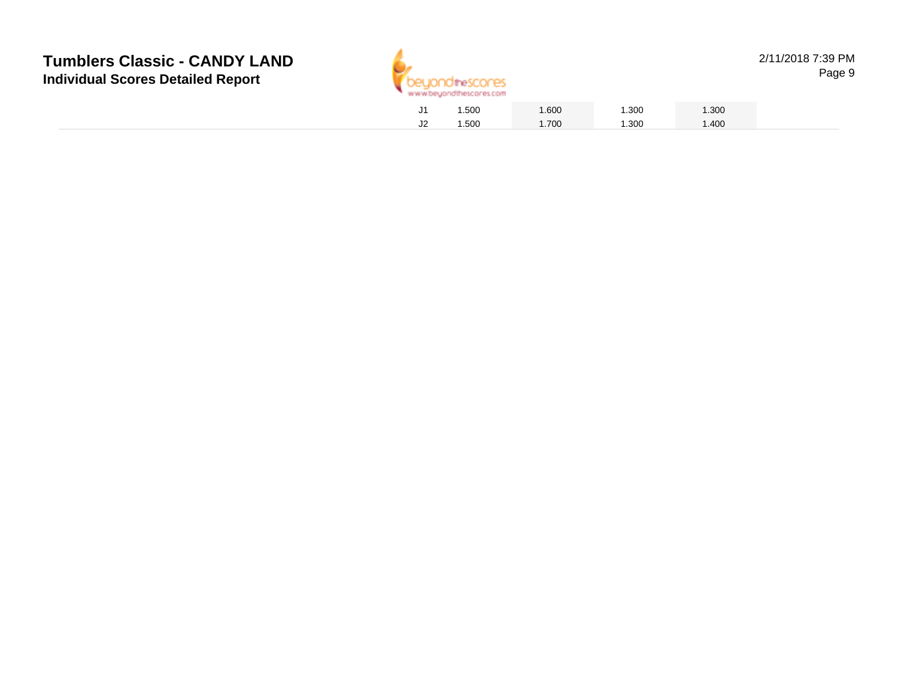| | | | | |
|---|---|---|---|---|
| J1 | 1.500 | 1.600 | 1.300 | 1.300 |
| J2 | 1.500 | 1.700 | 1.300 | 1.400 |